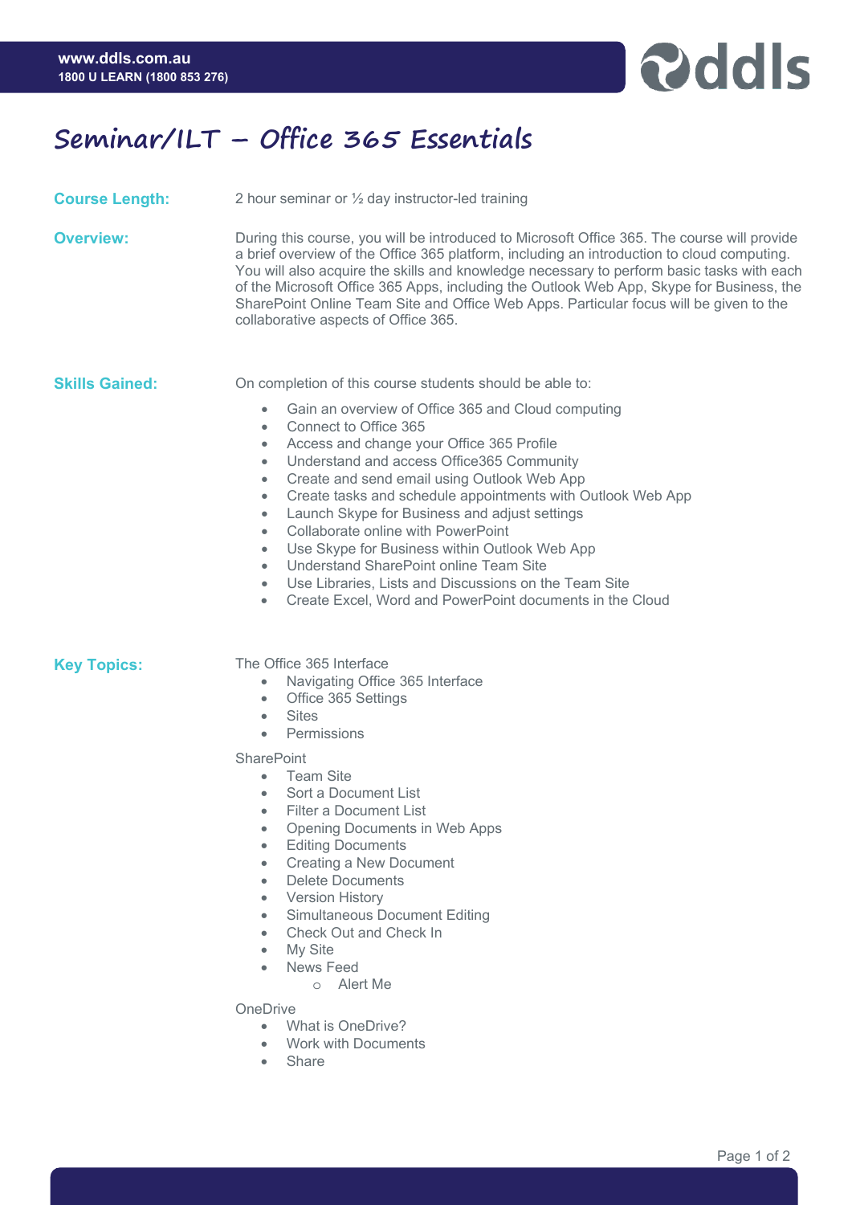# Seminar/ILT – Office 365 Essentials

**Course Length:** 2 hour seminar or ½ day instructor-led training

**Overview:** During this course, you will be introduced to Microsoft Office 365. The course will provide a brief overview of the Office 365 platform, including an introduction to cloud computing. You will also acquire the skills and knowledge necessary to perform basic tasks with each of the Microsoft Office 365 Apps, including the Outlook Web App, Skype for Business, the SharePoint Online Team Site and Office Web Apps. Particular focus will be given to the collaborative aspects of Office 365.

**Skills Gained:** On completion of this course students should be able to:

- Gain an overview of Office 365 and Cloud computing
- Connect to Office 365
- Access and change your Office 365 Profile
- Understand and access Office365 Community
- Create and send email using Outlook Web App
- Create tasks and schedule appointments with Outlook Web App
- Launch Skype for Business and adjust settings
- Collaborate online with PowerPoint
- Use Skype for Business within Outlook Web App
- Understand SharePoint online Team Site
- Use Libraries, Lists and Discussions on the Team Site
- Create Excel, Word and PowerPoint documents in the Cloud

**Key Topics:**

The Office 365 Interface

- Navigating Office 365 Interface
- Office 365 Settings
- Sites
- Permissions

SharePoint

- Team Site
- Sort a Document List
- Filter a Document List
- Opening Documents in Web Apps
- Editing Documents
- Creating a New Document
- Delete Documents
- Version History
- Simultaneous Document Editing
- Check Out and Check In
- My Site
- News Feed
    - Alert Me

OneDrive

- What is OneDrive?
- Work with Documents
- Share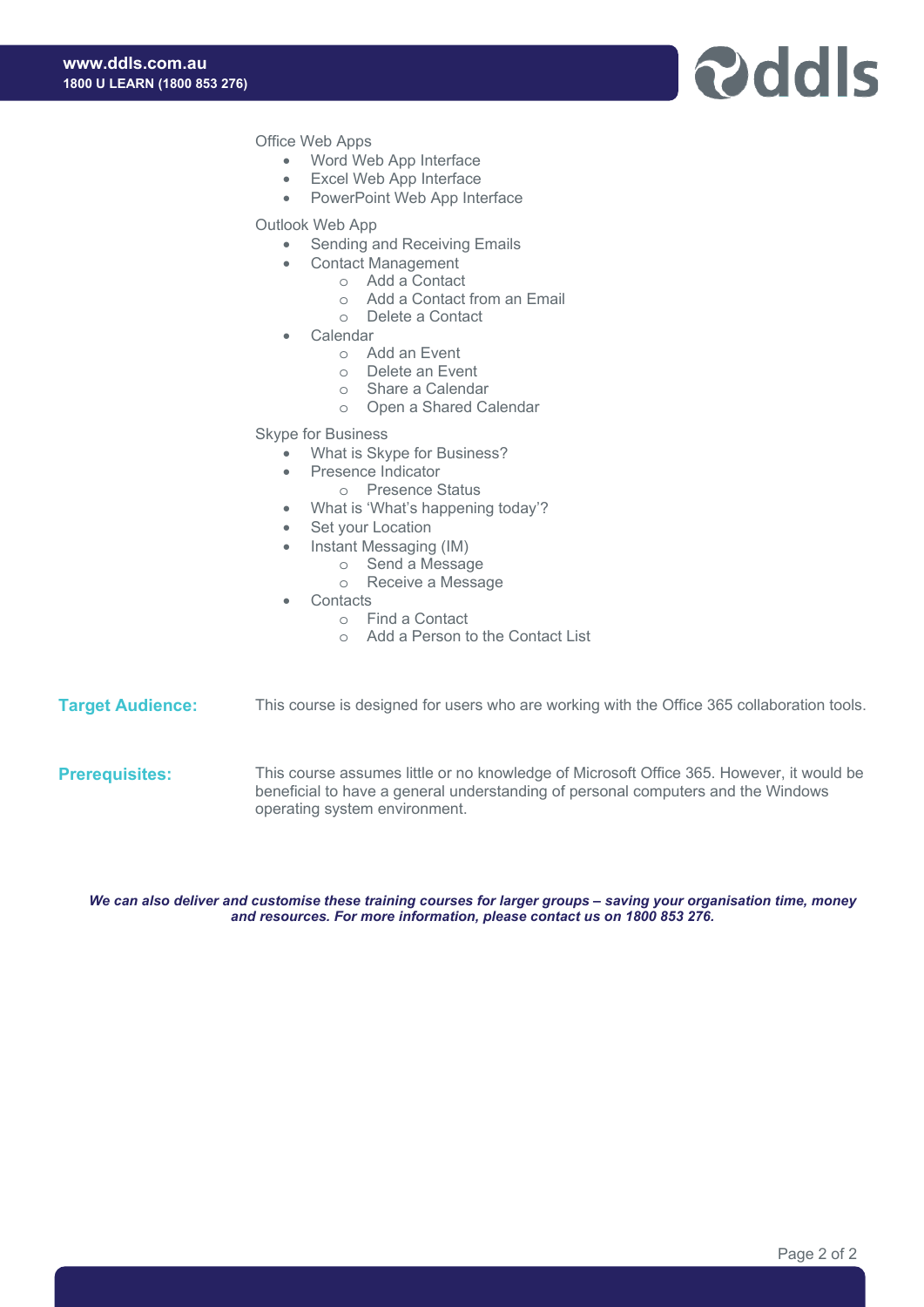Office Web Apps

- Word Web App Interface
- Excel Web App Interface
- PowerPoint Web App Interface

Outlook Web App

- Sending and Receiving Emails
- Contact Management
  - Add a Contact
  - Add a Contact from an Email
  - Delete a Contact
- Calendar
  - Add an Event
  - Delete an Event
  - Share a Calendar
  - Open a Shared Calendar

Skype for Business

- What is Skype for Business?
- Presence Indicator
  - Presence Status
- What is 'What's happening today'?
- Set your Location
- Instant Messaging (IM)
  - Send a Message
  - Receive a Message
- Contacts
  - Find a Contact
  - Add a Person to the Contact List

**Target Audience:** This course is designed for users who are working with the Office 365 collaboration tools.

**Prerequisites:** This course assumes little or no knowledge of Microsoft Office 365. However, it would be beneficial to have a general understanding of personal computers and the Windows operating system environment.

***We can also deliver and customise these training courses for larger groups – saving your organisation time, money and resources. For more information, please contact us on 1800 853 276.***